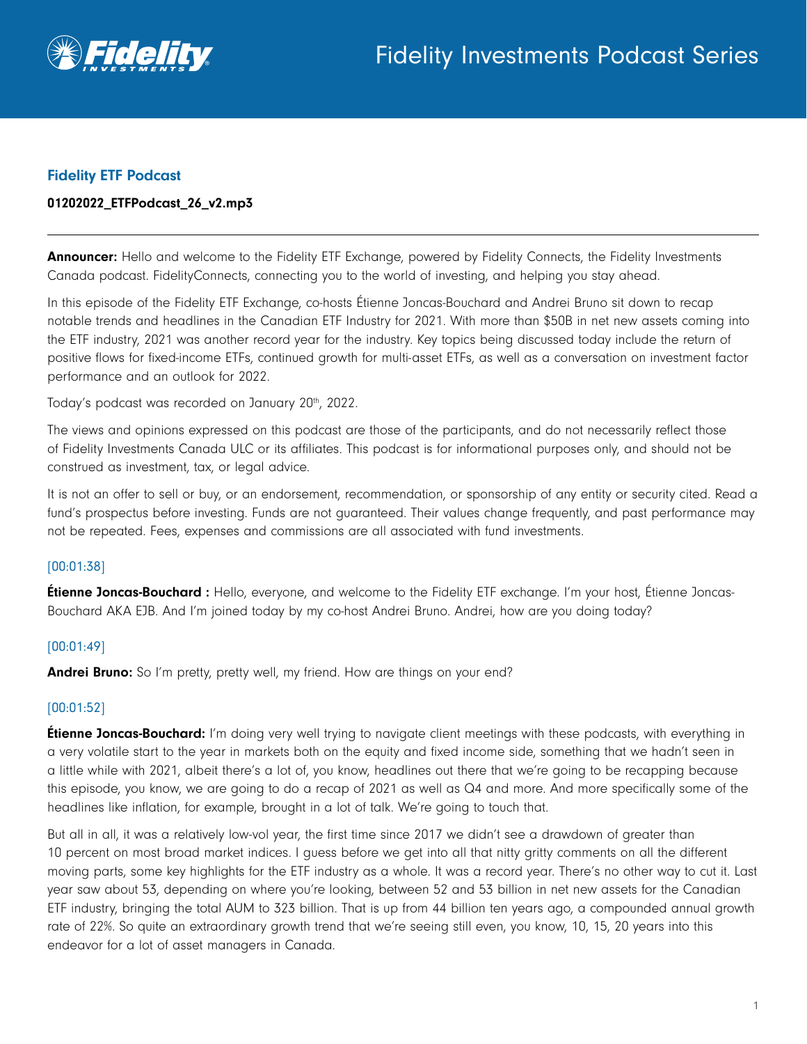**Fidelity ETF Podcast**

**01202022_ETFPodcast_26_v2.mp3**

---

**Announcer:** Hello and welcome to the Fidelity ETF Exchange, powered by Fidelity Connects, the Fidelity Investments Canada podcast. FidelityConnects, connecting you to the world of investing, and helping you stay ahead.

In this episode of the Fidelity ETF Exchange, co-hosts Étienne Joncas-Bouchard and Andrei Bruno sit down to recap notable trends and headlines in the Canadian ETF Industry for 2021. With more than $50B in net new assets coming into the ETF industry, 2021 was another record year for the industry. Key topics being discussed today include the return of positive flows for fixed-income ETFs, continued growth for multi-asset ETFs, as well as a conversation on investment factor performance and an outlook for 2022.

Today's podcast was recorded on January 20th, 2022.

The views and opinions expressed on this podcast are those of the participants, and do not necessarily reflect those of Fidelity Investments Canada ULC or its affiliates. This podcast is for informational purposes only, and should not be construed as investment, tax, or legal advice.

It is not an offer to sell or buy, or an endorsement, recommendation, or sponsorship of any entity or security cited. Read a fund's prospectus before investing. Funds are not guaranteed. Their values change frequently, and past performance may not be repeated. Fees, expenses and commissions are all associated with fund investments.

[00:01:38]

**Étienne Joncas-Bouchard :** Hello, everyone, and welcome to the Fidelity ETF exchange. I'm your host, Étienne Joncas-Bouchard AKA EJB. And I'm joined today by my co-host Andrei Bruno. Andrei, how are you doing today?

[00:01:49]

**Andrei Bruno:** So I'm pretty, pretty well, my friend. How are things on your end?

[00:01:52]

**Étienne Joncas-Bouchard:** I'm doing very well trying to navigate client meetings with these podcasts, with everything in a very volatile start to the year in markets both on the equity and fixed income side, something that we hadn't seen in a little while with 2021, albeit there's a lot of, you know, headlines out there that we're going to be recapping because this episode, you know, we are going to do a recap of 2021 as well as Q4 and more. And more specifically some of the headlines like inflation, for example, brought in a lot of talk. We're going to touch that.

But all in all, it was a relatively low-vol year, the first time since 2017 we didn't see a drawdown of greater than 10 percent on most broad market indices. I guess before we get into all that nitty gritty comments on all the different moving parts, some key highlights for the ETF industry as a whole. It was a record year. There's no other way to cut it. Last year saw about 53, depending on where you're looking, between 52 and 53 billion in net new assets for the Canadian ETF industry, bringing the total AUM to 323 billion. That is up from 44 billion ten years ago, a compounded annual growth rate of 22%. So quite an extraordinary growth trend that we're seeing still even, you know, 10, 15, 20 years into this endeavor for a lot of asset managers in Canada.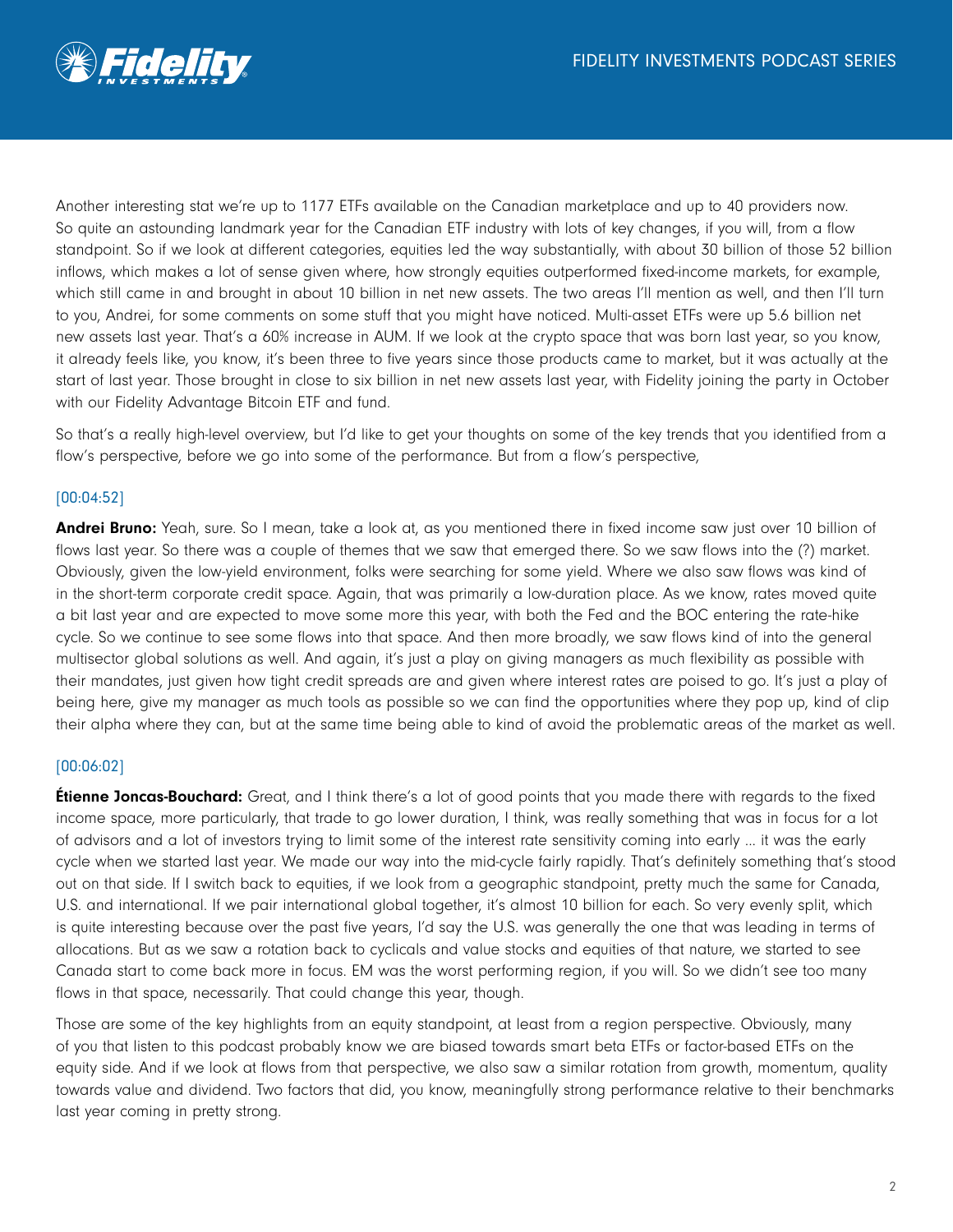Another interesting stat we're up to 1177 ETFs available on the Canadian marketplace and up to 40 providers now. So quite an astounding landmark year for the Canadian ETF industry with lots of key changes, if you will, from a flow standpoint. So if we look at different categories, equities led the way substantially, with about 30 billion of those 52 billion inflows, which makes a lot of sense given where, how strongly equities outperformed fixed-income markets, for example, which still came in and brought in about 10 billion in net new assets. The two areas I'll mention as well, and then I'll turn to you, Andrei, for some comments on some stuff that you might have noticed. Multi-asset ETFs were up 5.6 billion net new assets last year. That's a 60% increase in AUM. If we look at the crypto space that was born last year, so you know, it already feels like, you know, it's been three to five years since those products came to market, but it was actually at the start of last year. Those brought in close to six billion in net new assets last year, with Fidelity joining the party in October with our Fidelity Advantage Bitcoin ETF and fund.

So that's a really high-level overview, but I'd like to get your thoughts on some of the key trends that you identified from a flow's perspective, before we go into some of the performance. But from a flow's perspective,

[00:04:52]

**Andrei Bruno:** Yeah, sure. So I mean, take a look at, as you mentioned there in fixed income saw just over 10 billion of flows last year. So there was a couple of themes that we saw that emerged there. So we saw flows into the (?) market. Obviously, given the low-yield environment, folks were searching for some yield. Where we also saw flows was kind of in the short-term corporate credit space. Again, that was primarily a low-duration place. As we know, rates moved quite a bit last year and are expected to move some more this year, with both the Fed and the BOC entering the rate-hike cycle. So we continue to see some flows into that space. And then more broadly, we saw flows kind of into the general multisector global solutions as well. And again, it's just a play on giving managers as much flexibility as possible with their mandates, just given how tight credit spreads are and given where interest rates are poised to go. It's just a play of being here, give my manager as much tools as possible so we can find the opportunities where they pop up, kind of clip their alpha where they can, but at the same time being able to kind of avoid the problematic areas of the market as well.

[00:06:02]

**Étienne Joncas-Bouchard:** Great, and I think there's a lot of good points that you made there with regards to the fixed income space, more particularly, that trade to go lower duration, I think, was really something that was in focus for a lot of advisors and a lot of investors trying to limit some of the interest rate sensitivity coming into early ... it was the early cycle when we started last year. We made our way into the mid-cycle fairly rapidly. That's definitely something that's stood out on that side. If I switch back to equities, if we look from a geographic standpoint, pretty much the same for Canada, U.S. and international. If we pair international global together, it's almost 10 billion for each. So very evenly split, which is quite interesting because over the past five years, I'd say the U.S. was generally the one that was leading in terms of allocations. But as we saw a rotation back to cyclicals and value stocks and equities of that nature, we started to see Canada start to come back more in focus. EM was the worst performing region, if you will. So we didn't see too many flows in that space, necessarily. That could change this year, though.

Those are some of the key highlights from an equity standpoint, at least from a region perspective. Obviously, many of you that listen to this podcast probably know we are biased towards smart beta ETFs or factor-based ETFs on the equity side. And if we look at flows from that perspective, we also saw a similar rotation from growth, momentum, quality towards value and dividend. Two factors that did, you know, meaningfully strong performance relative to their benchmarks last year coming in pretty strong.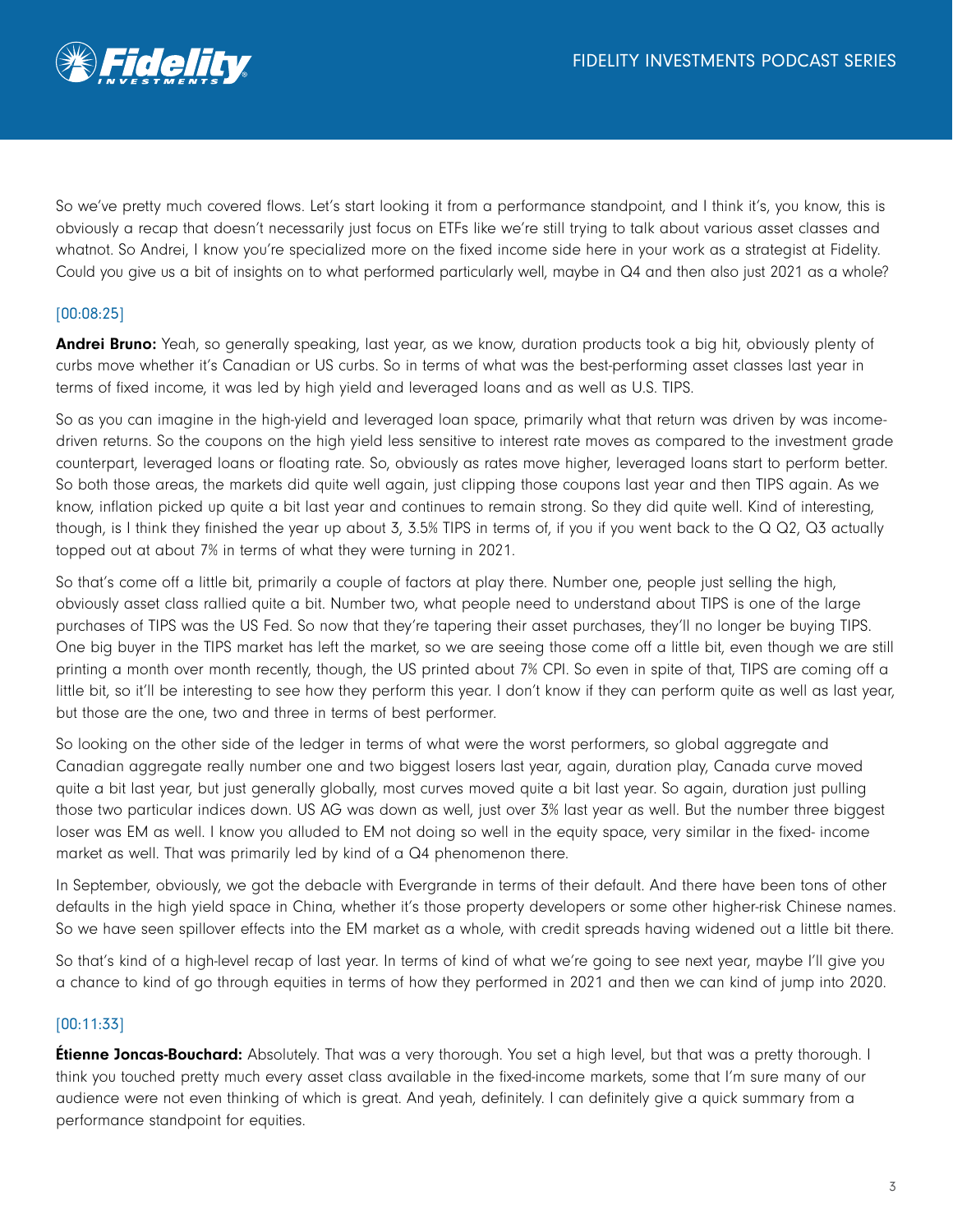So we've pretty much covered flows. Let's start looking it from a performance standpoint, and I think it's, you know, this is obviously a recap that doesn't necessarily just focus on ETFs like we're still trying to talk about various asset classes and whatnot. So Andrei, I know you're specialized more on the fixed income side here in your work as a strategist at Fidelity. Could you give us a bit of insights on to what performed particularly well, maybe in Q4 and then also just 2021 as a whole?

[00:08:25]

**Andrei Bruno:** Yeah, so generally speaking, last year, as we know, duration products took a big hit, obviously plenty of curbs move whether it's Canadian or US curbs. So in terms of what was the best-performing asset classes last year in terms of fixed income, it was led by high yield and leveraged loans and as well as U.S. TIPS.

So as you can imagine in the high-yield and leveraged loan space, primarily what that return was driven by was income-driven returns. So the coupons on the high yield less sensitive to interest rate moves as compared to the investment grade counterpart, leveraged loans or floating rate. So, obviously as rates move higher, leveraged loans start to perform better. So both those areas, the markets did quite well again, just clipping those coupons last year and then TIPS again. As we know, inflation picked up quite a bit last year and continues to remain strong. So they did quite well. Kind of interesting, though, is I think they finished the year up about 3, 3.5% TIPS in terms of, if you if you went back to the Q Q2, Q3 actually topped out at about 7% in terms of what they were turning in 2021.

So that's come off a little bit, primarily a couple of factors at play there. Number one, people just selling the high, obviously asset class rallied quite a bit. Number two, what people need to understand about TIPS is one of the large purchases of TIPS was the US Fed. So now that they're tapering their asset purchases, they'll no longer be buying TIPS. One big buyer in the TIPS market has left the market, so we are seeing those come off a little bit, even though we are still printing a month over month recently, though, the US printed about 7% CPI. So even in spite of that, TIPS are coming off a little bit, so it'll be interesting to see how they perform this year. I don't know if they can perform quite as well as last year, but those are the one, two and three in terms of best performer.

So looking on the other side of the ledger in terms of what were the worst performers, so global aggregate and Canadian aggregate really number one and two biggest losers last year, again, duration play, Canada curve moved quite a bit last year, but just generally globally, most curves moved quite a bit last year. So again, duration just pulling those two particular indices down. US AG was down as well, just over 3% last year as well. But the number three biggest loser was EM as well. I know you alluded to EM not doing so well in the equity space, very similar in the fixed- income market as well. That was primarily led by kind of a Q4 phenomenon there.

In September, obviously, we got the debacle with Evergrande in terms of their default. And there have been tons of other defaults in the high yield space in China, whether it's those property developers or some other higher-risk Chinese names. So we have seen spillover effects into the EM market as a whole, with credit spreads having widened out a little bit there.

So that's kind of a high-level recap of last year. In terms of kind of what we're going to see next year, maybe I'll give you a chance to kind of go through equities in terms of how they performed in 2021 and then we can kind of jump into 2020.

[00:11:33]

**Étienne Joncas-Bouchard:** Absolutely. That was a very thorough. You set a high level, but that was a pretty thorough. I think you touched pretty much every asset class available in the fixed-income markets, some that I'm sure many of our audience were not even thinking of which is great. And yeah, definitely. I can definitely give a quick summary from a performance standpoint for equities.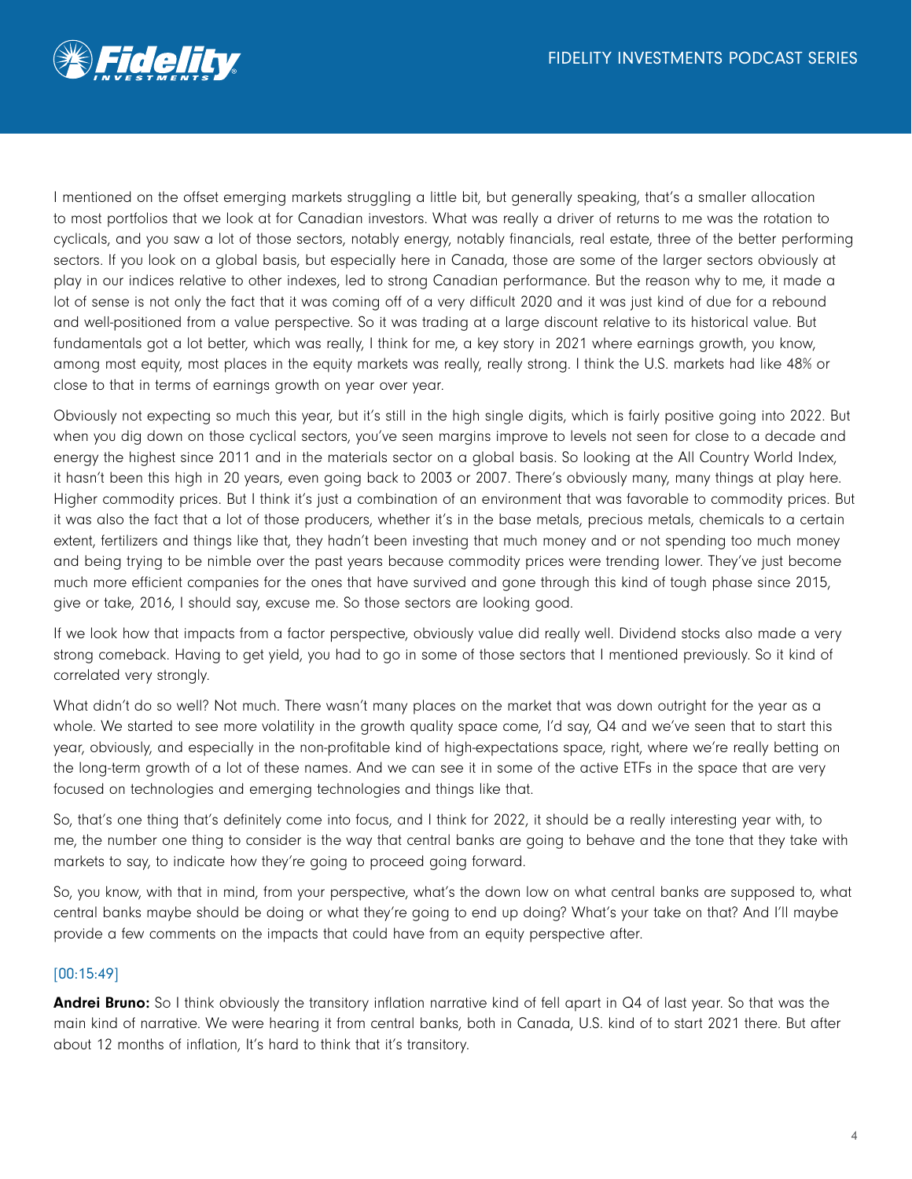I mentioned on the offset emerging markets struggling a little bit, but generally speaking, that's a smaller allocation to most portfolios that we look at for Canadian investors. What was really a driver of returns to me was the rotation to cyclicals, and you saw a lot of those sectors, notably energy, notably financials, real estate, three of the better performing sectors. If you look on a global basis, but especially here in Canada, those are some of the larger sectors obviously at play in our indices relative to other indexes, led to strong Canadian performance. But the reason why to me, it made a lot of sense is not only the fact that it was coming off of a very difficult 2020 and it was just kind of due for a rebound and well-positioned from a value perspective. So it was trading at a large discount relative to its historical value. But fundamentals got a lot better, which was really, I think for me, a key story in 2021 where earnings growth, you know, among most equity, most places in the equity markets was really, really strong. I think the U.S. markets had like 48% or close to that in terms of earnings growth on year over year.

Obviously not expecting so much this year, but it's still in the high single digits, which is fairly positive going into 2022. But when you dig down on those cyclical sectors, you've seen margins improve to levels not seen for close to a decade and energy the highest since 2011 and in the materials sector on a global basis. So looking at the All Country World Index, it hasn't been this high in 20 years, even going back to 2003 or 2007. There's obviously many, many things at play here. Higher commodity prices. But I think it's just a combination of an environment that was favorable to commodity prices. But it was also the fact that a lot of those producers, whether it's in the base metals, precious metals, chemicals to a certain extent, fertilizers and things like that, they hadn't been investing that much money and or not spending too much money and being trying to be nimble over the past years because commodity prices were trending lower. They've just become much more efficient companies for the ones that have survived and gone through this kind of tough phase since 2015, give or take, 2016, I should say, excuse me. So those sectors are looking good.

If we look how that impacts from a factor perspective, obviously value did really well. Dividend stocks also made a very strong comeback. Having to get yield, you had to go in some of those sectors that I mentioned previously. So it kind of correlated very strongly.

What didn't do so well? Not much. There wasn't many places on the market that was down outright for the year as a whole. We started to see more volatility in the growth quality space come, I'd say, Q4 and we've seen that to start this year, obviously, and especially in the non-profitable kind of high-expectations space, right, where we're really betting on the long-term growth of a lot of these names. And we can see it in some of the active ETFs in the space that are very focused on technologies and emerging technologies and things like that.

So, that's one thing that's definitely come into focus, and I think for 2022, it should be a really interesting year with, to me, the number one thing to consider is the way that central banks are going to behave and the tone that they take with markets to say, to indicate how they're going to proceed going forward.

So, you know, with that in mind, from your perspective, what's the down low on what central banks are supposed to, what central banks maybe should be doing or what they're going to end up doing? What's your take on that? And I'll maybe provide a few comments on the impacts that could have from an equity perspective after.

[00:15:49]

**Andrei Bruno:** So I think obviously the transitory inflation narrative kind of fell apart in Q4 of last year. So that was the main kind of narrative. We were hearing it from central banks, both in Canada, U.S. kind of to start 2021 there. But after about 12 months of inflation, It's hard to think that it's transitory.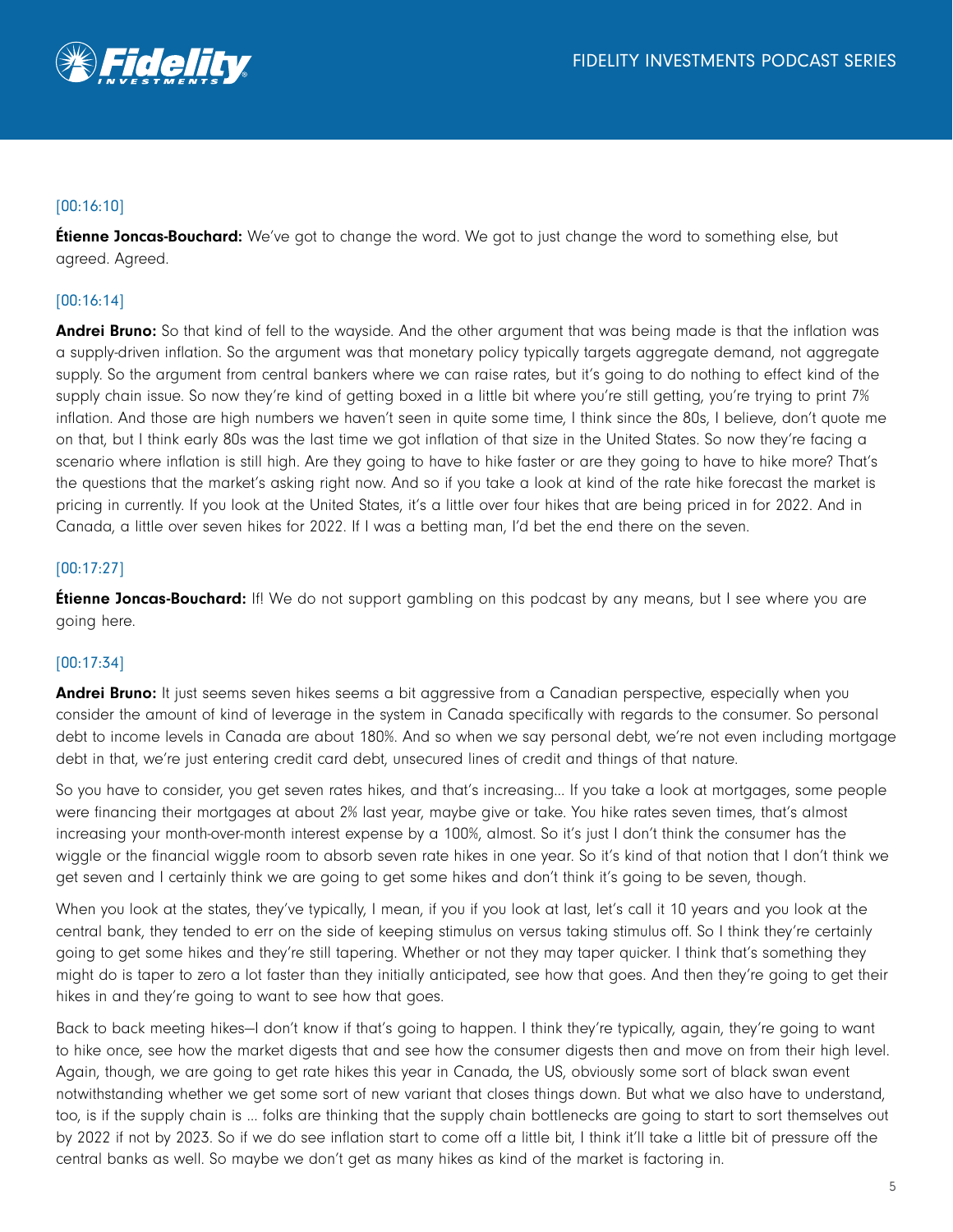[00:16:10]

**Étienne Joncas-Bouchard:** We've got to change the word. We got to just change the word to something else, but agreed. Agreed.

[00:16:14]

**Andrei Bruno:** So that kind of fell to the wayside. And the other argument that was being made is that the inflation was a supply-driven inflation. So the argument was that monetary policy typically targets aggregate demand, not aggregate supply. So the argument from central bankers where we can raise rates, but it's going to do nothing to effect kind of the supply chain issue. So now they're kind of getting boxed in a little bit where you're still getting, you're trying to print 7% inflation. And those are high numbers we haven't seen in quite some time, I think since the 80s, I believe, don't quote me on that, but I think early 80s was the last time we got inflation of that size in the United States. So now they're facing a scenario where inflation is still high. Are they going to have to hike faster or are they going to have to hike more? That's the questions that the market's asking right now. And so if you take a look at kind of the rate hike forecast the market is pricing in currently. If you look at the United States, it's a little over four hikes that are being priced in for 2022. And in Canada, a little over seven hikes for 2022. If I was a betting man, I'd bet the end there on the seven.

[00:17:27]

**Étienne Joncas-Bouchard:** If! We do not support gambling on this podcast by any means, but I see where you are going here.

[00:17:34]

**Andrei Bruno:** It just seems seven hikes seems a bit aggressive from a Canadian perspective, especially when you consider the amount of kind of leverage in the system in Canada specifically with regards to the consumer. So personal debt to income levels in Canada are about 180%. And so when we say personal debt, we're not even including mortgage debt in that, we're just entering credit card debt, unsecured lines of credit and things of that nature.

So you have to consider, you get seven rates hikes, and that's increasing... If you take a look at mortgages, some people were financing their mortgages at about 2% last year, maybe give or take. You hike rates seven times, that's almost increasing your month-over-month interest expense by a 100%, almost. So it's just I don't think the consumer has the wiggle or the financial wiggle room to absorb seven rate hikes in one year. So it's kind of that notion that I don't think we get seven and I certainly think we are going to get some hikes and don't think it's going to be seven, though.

When you look at the states, they've typically, I mean, if you if you look at last, let's call it 10 years and you look at the central bank, they tended to err on the side of keeping stimulus on versus taking stimulus off. So I think they're certainly going to get some hikes and they're still tapering. Whether or not they may taper quicker. I think that's something they might do is taper to zero a lot faster than they initially anticipated, see how that goes. And then they're going to get their hikes in and they're going to want to see how that goes.

Back to back meeting hikes—I don't know if that's going to happen. I think they're typically, again, they're going to want to hike once, see how the market digests that and see how the consumer digests then and move on from their high level. Again, though, we are going to get rate hikes this year in Canada, the US, obviously some sort of black swan event notwithstanding whether we get some sort of new variant that closes things down. But what we also have to understand, too, is if the supply chain is ... folks are thinking that the supply chain bottlenecks are going to start to sort themselves out by 2022 if not by 2023. So if we do see inflation start to come off a little bit, I think it'll take a little bit of pressure off the central banks as well. So maybe we don't get as many hikes as kind of the market is factoring in.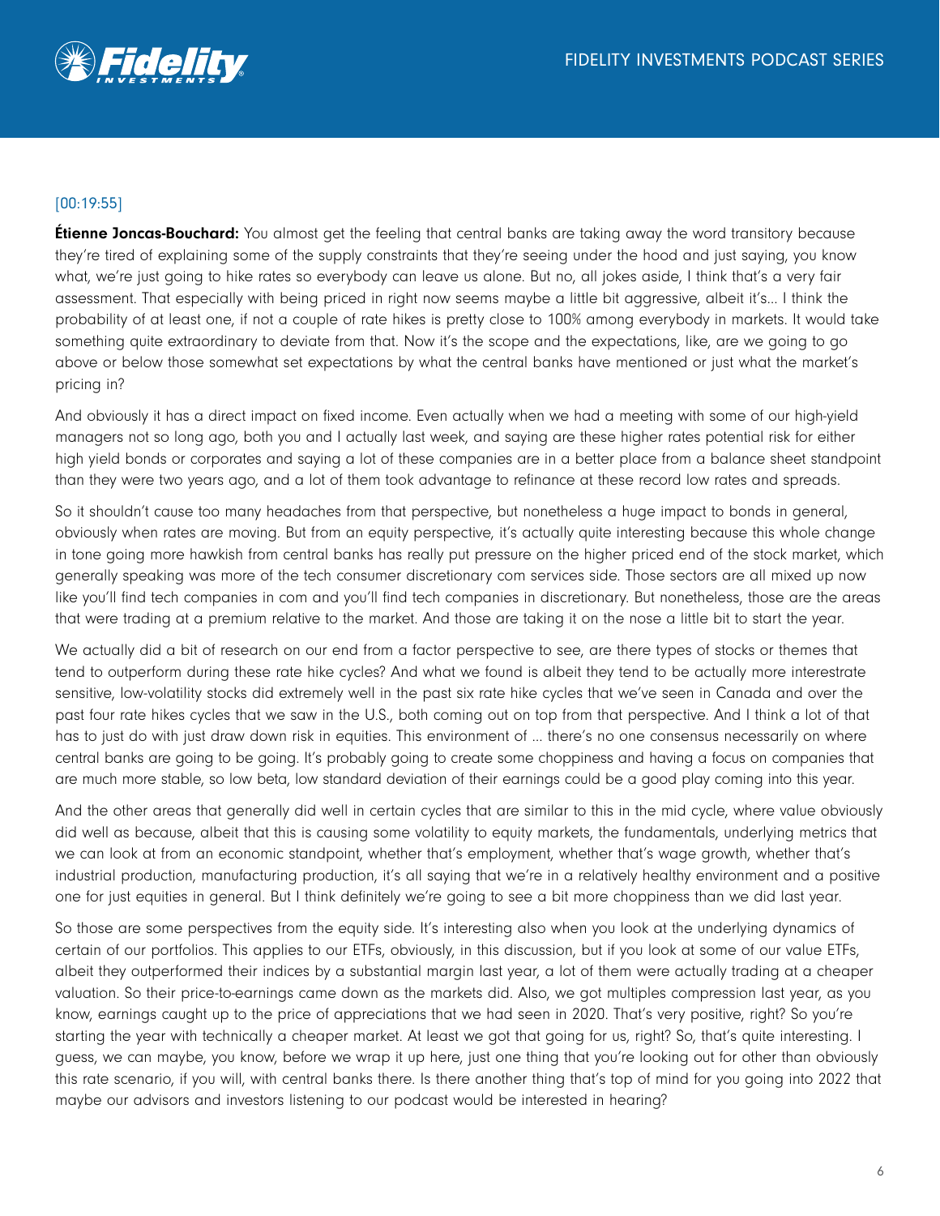[00:19:55]

**Étienne Joncas-Bouchard:** You almost get the feeling that central banks are taking away the word transitory because they're tired of explaining some of the supply constraints that they're seeing under the hood and just saying, you know what, we're just going to hike rates so everybody can leave us alone. But no, all jokes aside, I think that's a very fair assessment. That especially with being priced in right now seems maybe a little bit aggressive, albeit it's... I think the probability of at least one, if not a couple of rate hikes is pretty close to 100% among everybody in markets. It would take something quite extraordinary to deviate from that. Now it's the scope and the expectations, like, are we going to go above or below those somewhat set expectations by what the central banks have mentioned or just what the market's pricing in?

And obviously it has a direct impact on fixed income. Even actually when we had a meeting with some of our high-yield managers not so long ago, both you and I actually last week, and saying are these higher rates potential risk for either high yield bonds or corporates and saying a lot of these companies are in a better place from a balance sheet standpoint than they were two years ago, and a lot of them took advantage to refinance at these record low rates and spreads.

So it shouldn't cause too many headaches from that perspective, but nonetheless a huge impact to bonds in general, obviously when rates are moving. But from an equity perspective, it's actually quite interesting because this whole change in tone going more hawkish from central banks has really put pressure on the higher priced end of the stock market, which generally speaking was more of the tech consumer discretionary com services side. Those sectors are all mixed up now like you'll find tech companies in com and you'll find tech companies in discretionary. But nonetheless, those are the areas that were trading at a premium relative to the market. And those are taking it on the nose a little bit to start the year.

We actually did a bit of research on our end from a factor perspective to see, are there types of stocks or themes that tend to outperform during these rate hike cycles? And what we found is albeit they tend to be actually more interestrate sensitive, low-volatility stocks did extremely well in the past six rate hike cycles that we've seen in Canada and over the past four rate hikes cycles that we saw in the U.S., both coming out on top from that perspective. And I think a lot of that has to just do with just draw down risk in equities. This environment of ... there's no one consensus necessarily on where central banks are going to be going. It's probably going to create some choppiness and having a focus on companies that are much more stable, so low beta, low standard deviation of their earnings could be a good play coming into this year.

And the other areas that generally did well in certain cycles that are similar to this in the mid cycle, where value obviously did well as because, albeit that this is causing some volatility to equity markets, the fundamentals, underlying metrics that we can look at from an economic standpoint, whether that's employment, whether that's wage growth, whether that's industrial production, manufacturing production, it's all saying that we're in a relatively healthy environment and a positive one for just equities in general. But I think definitely we're going to see a bit more choppiness than we did last year.

So those are some perspectives from the equity side. It's interesting also when you look at the underlying dynamics of certain of our portfolios. This applies to our ETFs, obviously, in this discussion, but if you look at some of our value ETFs, albeit they outperformed their indices by a substantial margin last year, a lot of them were actually trading at a cheaper valuation. So their price-to-earnings came down as the markets did. Also, we got multiples compression last year, as you know, earnings caught up to the price of appreciations that we had seen in 2020. That's very positive, right? So you're starting the year with technically a cheaper market. At least we got that going for us, right? So, that's quite interesting. I guess, we can maybe, you know, before we wrap it up here, just one thing that you're looking out for other than obviously this rate scenario, if you will, with central banks there. Is there another thing that's top of mind for you going into 2022 that maybe our advisors and investors listening to our podcast would be interested in hearing?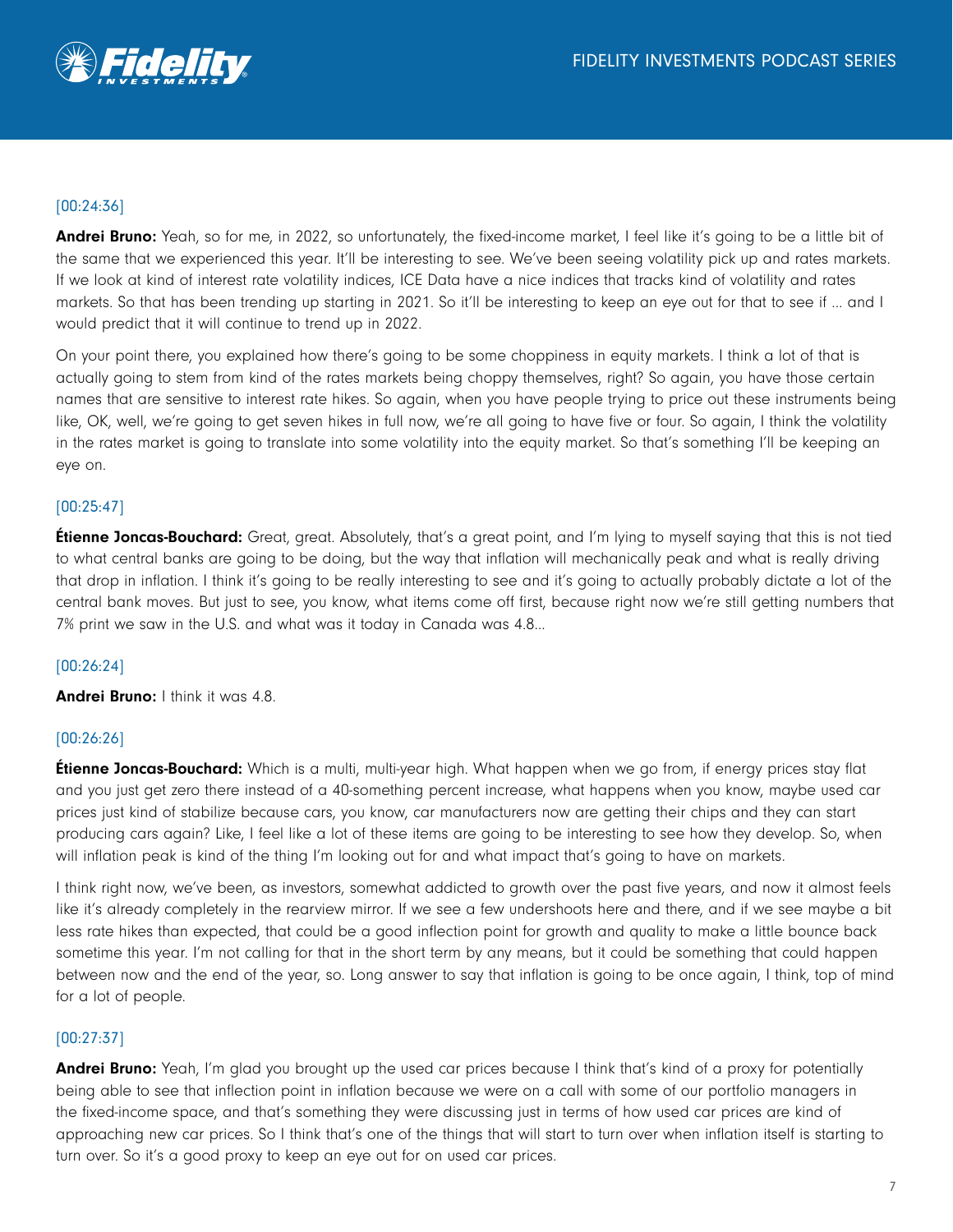[00:24:36]

**Andrei Bruno:** Yeah, so for me, in 2022, so unfortunately, the fixed-income market, I feel like it's going to be a little bit of the same that we experienced this year. It'll be interesting to see. We've been seeing volatility pick up and rates markets. If we look at kind of interest rate volatility indices, ICE Data have a nice indices that tracks kind of volatility and rates markets. So that has been trending up starting in 2021. So it'll be interesting to keep an eye out for that to see if ... and I would predict that it will continue to trend up in 2022.

On your point there, you explained how there's going to be some choppiness in equity markets. I think a lot of that is actually going to stem from kind of the rates markets being choppy themselves, right? So again, you have those certain names that are sensitive to interest rate hikes. So again, when you have people trying to price out these instruments being like, OK, well, we're going to get seven hikes in full now, we're all going to have five or four. So again, I think the volatility in the rates market is going to translate into some volatility into the equity market. So that's something I'll be keeping an eye on.

[00:25:47]

**Étienne Joncas-Bouchard:** Great, great. Absolutely, that's a great point, and I'm lying to myself saying that this is not tied to what central banks are going to be doing, but the way that inflation will mechanically peak and what is really driving that drop in inflation. I think it's going to be really interesting to see and it's going to actually probably dictate a lot of the central bank moves. But just to see, you know, what items come off first, because right now we're still getting numbers that 7% print we saw in the U.S. and what was it today in Canada was 4.8...

[00:26:24]

**Andrei Bruno:** I think it was 4.8.

[00:26:26]

**Étienne Joncas-Bouchard:** Which is a multi, multi-year high. What happen when we go from, if energy prices stay flat and you just get zero there instead of a 40-something percent increase, what happens when you know, maybe used car prices just kind of stabilize because cars, you know, car manufacturers now are getting their chips and they can start producing cars again? Like, I feel like a lot of these items are going to be interesting to see how they develop. So, when will inflation peak is kind of the thing I'm looking out for and what impact that's going to have on markets.

I think right now, we've been, as investors, somewhat addicted to growth over the past five years, and now it almost feels like it's already completely in the rearview mirror. If we see a few undershoots here and there, and if we see maybe a bit less rate hikes than expected, that could be a good inflection point for growth and quality to make a little bounce back sometime this year. I'm not calling for that in the short term by any means, but it could be something that could happen between now and the end of the year, so. Long answer to say that inflation is going to be once again, I think, top of mind for a lot of people.

[00:27:37]

**Andrei Bruno:** Yeah, I'm glad you brought up the used car prices because I think that's kind of a proxy for potentially being able to see that inflection point in inflation because we were on a call with some of our portfolio managers in the fixed-income space, and that's something they were discussing just in terms of how used car prices are kind of approaching new car prices. So I think that's one of the things that will start to turn over when inflation itself is starting to turn over. So it's a good proxy to keep an eye out for on used car prices.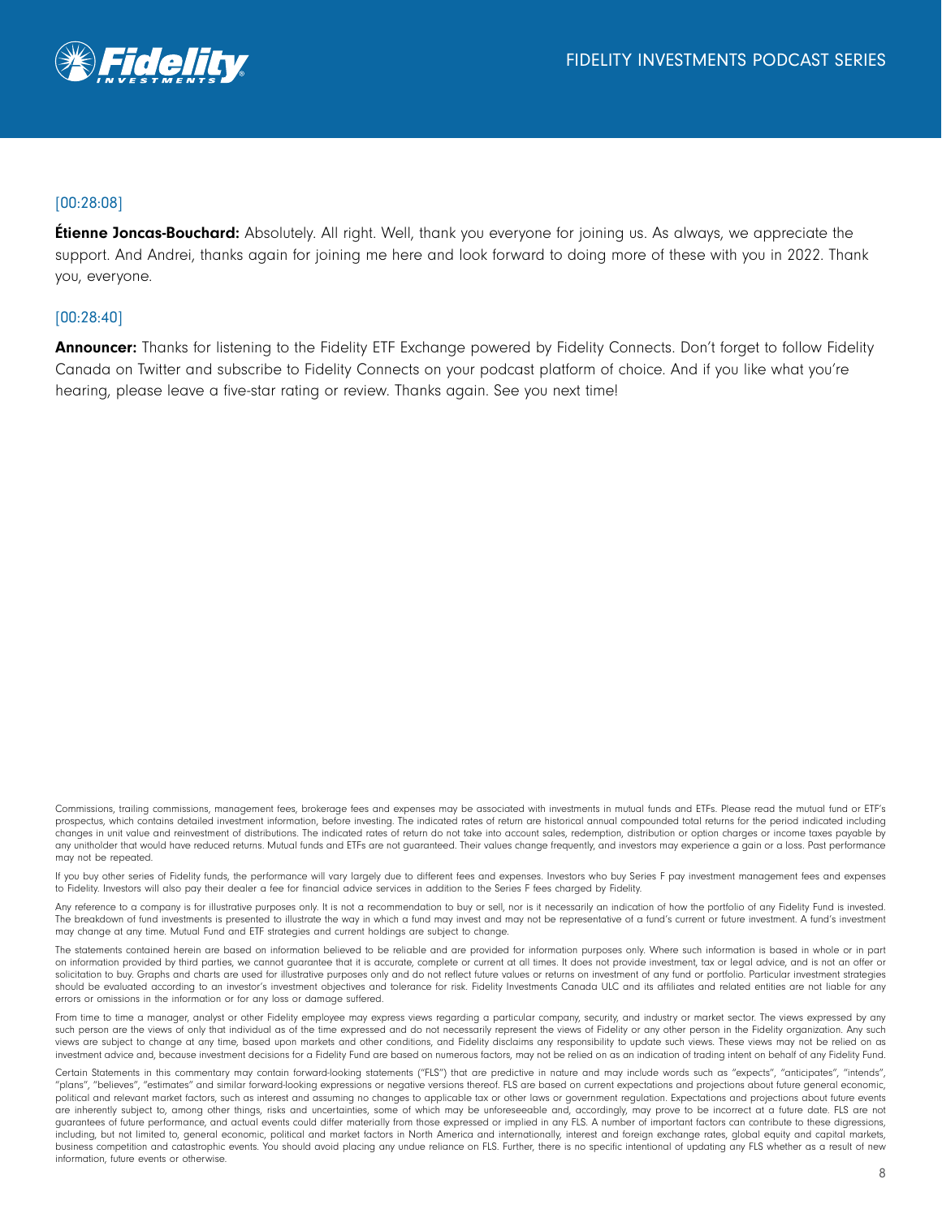[00:28:08]

**Étienne Joncas-Bouchard:** Absolutely. All right. Well, thank you everyone for joining us. As always, we appreciate the support. And Andrei, thanks again for joining me here and look forward to doing more of these with you in 2022. Thank you, everyone.

[00:28:40]

**Announcer:** Thanks for listening to the Fidelity ETF Exchange powered by Fidelity Connects. Don't forget to follow Fidelity Canada on Twitter and subscribe to Fidelity Connects on your podcast platform of choice. And if you like what you're hearing, please leave a five-star rating or review. Thanks again. See you next time!

Commissions, trailing commissions, management fees, brokerage fees and expenses may be associated with investments in mutual funds and ETFs. Please read the mutual fund or ETF's prospectus, which contains detailed investment information, before investing. The indicated rates of return are historical annual compounded total returns for the period indicated including changes in unit value and reinvestment of distributions. The indicated rates of return do not take into account sales, redemption, distribution or option charges or income taxes payable by any unitholder that would have reduced returns. Mutual funds and ETFs are not guaranteed. Their values change frequently, and investors may experience a gain or a loss. Past performance may not be repeated.

If you buy other series of Fidelity funds, the performance will vary largely due to different fees and expenses. Investors who buy Series F pay investment management fees and expenses to Fidelity. Investors will also pay their dealer a fee for financial advice services in addition to the Series F fees charged by Fidelity.

Any reference to a company is for illustrative purposes only. It is not a recommendation to buy or sell, nor is it necessarily an indication of how the portfolio of any Fidelity Fund is invested. The breakdown of fund investments is presented to illustrate the way in which a fund may invest and may not be representative of a fund's current or future investment. A fund's investment may change at any time. Mutual Fund and ETF strategies and current holdings are subject to change.

The statements contained herein are based on information believed to be reliable and are provided for information purposes only. Where such information is based in whole or in part on information provided by third parties, we cannot guarantee that it is accurate, complete or current at all times. It does not provide investment, tax or legal advice, and is not an offer or solicitation to buy. Graphs and charts are used for illustrative purposes only and do not reflect future values or returns on investment of any fund or portfolio. Particular investment strategies should be evaluated according to an investor's investment objectives and tolerance for risk. Fidelity Investments Canada ULC and its affiliates and related entities are not liable for any errors or omissions in the information or for any loss or damage suffered.

From time to time a manager, analyst or other Fidelity employee may express views regarding a particular company, security, and industry or market sector. The views expressed by any such person are the views of only that individual as of the time expressed and do not necessarily represent the views of Fidelity or any other person in the Fidelity organization. Any such views are subject to change at any time, based upon markets and other conditions, and Fidelity disclaims any responsibility to update such views. These views may not be relied on as investment advice and, because investment decisions for a Fidelity Fund are based on numerous factors, may not be relied on as an indication of trading intent on behalf of any Fidelity Fund.

Certain Statements in this commentary may contain forward-looking statements ("FLS") that are predictive in nature and may include words such as "expects", "anticipates", "intends", "plans", "believes", "estimates" and similar forward-looking expressions or negative versions thereof. FLS are based on current expectations and projections about future general economic, political and relevant market factors, such as interest and assuming no changes to applicable tax or other laws or government regulation. Expectations and projections about future events are inherently subject to, among other things, risks and uncertainties, some of which may be unforeseeable and, accordingly, may prove to be incorrect at a future date. FLS are not guarantees of future performance, and actual events could differ materially from those expressed or implied in any FLS. A number of important factors can contribute to these digressions, including, but not limited to, general economic, political and market factors in North America and internationally, interest and foreign exchange rates, global equity and capital markets, business competition and catastrophic events. You should avoid placing any undue reliance on FLS. Further, there is no specific intentional of updating any FLS whether as a result of new information, future events or otherwise.